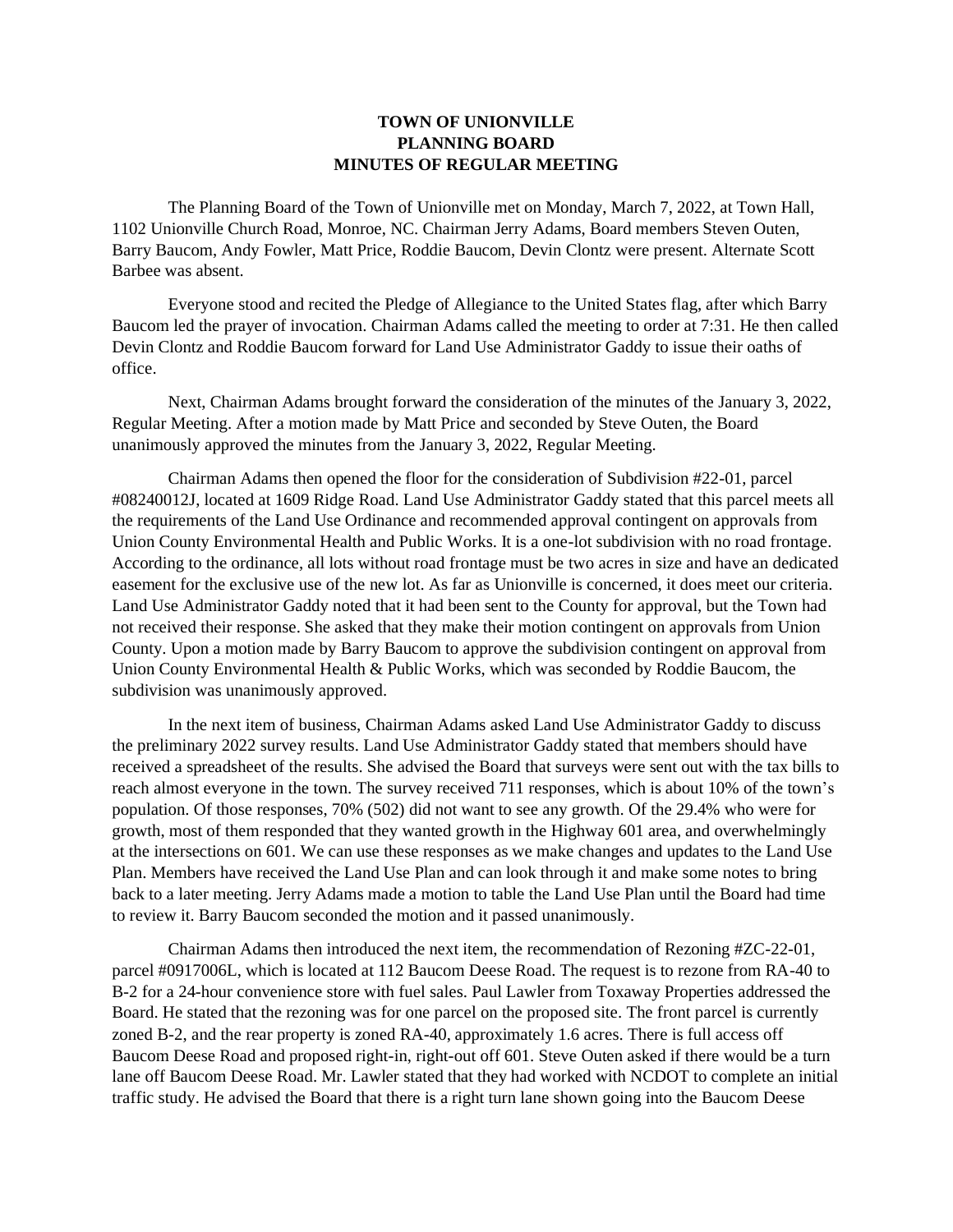# TOWN OF UNIONVILLE
# PLANNING BOARD
# MINUTES OF REGULAR MEETING

The Planning Board of the Town of Unionville met on Monday, March 7, 2022, at Town Hall, 1102 Unionville Church Road, Monroe, NC. Chairman Jerry Adams, Board members Steven Outen, Barry Baucom, Andy Fowler, Matt Price, Roddie Baucom, Devin Clontz were present. Alternate Scott Barbee was absent.

Everyone stood and recited the Pledge of Allegiance to the United States flag, after which Barry Baucom led the prayer of invocation. Chairman Adams called the meeting to order at 7:31. He then called Devin Clontz and Roddie Baucom forward for Land Use Administrator Gaddy to issue their oaths of office.

Next, Chairman Adams brought forward the consideration of the minutes of the January 3, 2022, Regular Meeting. After a motion made by Matt Price and seconded by Steve Outen, the Board unanimously approved the minutes from the January 3, 2022, Regular Meeting.

Chairman Adams then opened the floor for the consideration of Subdivision #22-01, parcel #08240012J, located at 1609 Ridge Road. Land Use Administrator Gaddy stated that this parcel meets all the requirements of the Land Use Ordinance and recommended approval contingent on approvals from Union County Environmental Health and Public Works. It is a one-lot subdivision with no road frontage. According to the ordinance, all lots without road frontage must be two acres in size and have an dedicated easement for the exclusive use of the new lot. As far as Unionville is concerned, it does meet our criteria. Land Use Administrator Gaddy noted that it had been sent to the County for approval, but the Town had not received their response. She asked that they make their motion contingent on approvals from Union County. Upon a motion made by Barry Baucom to approve the subdivision contingent on approval from Union County Environmental Health & Public Works, which was seconded by Roddie Baucom, the subdivision was unanimously approved.

In the next item of business, Chairman Adams asked Land Use Administrator Gaddy to discuss the preliminary 2022 survey results. Land Use Administrator Gaddy stated that members should have received a spreadsheet of the results. She advised the Board that surveys were sent out with the tax bills to reach almost everyone in the town. The survey received 711 responses, which is about 10% of the town's population. Of those responses, 70% (502) did not want to see any growth. Of the 29.4% who were for growth, most of them responded that they wanted growth in the Highway 601 area, and overwhelmingly at the intersections on 601. We can use these responses as we make changes and updates to the Land Use Plan. Members have received the Land Use Plan and can look through it and make some notes to bring back to a later meeting. Jerry Adams made a motion to table the Land Use Plan until the Board had time to review it. Barry Baucom seconded the motion and it passed unanimously.

Chairman Adams then introduced the next item, the recommendation of Rezoning #ZC-22-01, parcel #0917006L, which is located at 112 Baucom Deese Road. The request is to rezone from RA-40 to B-2 for a 24-hour convenience store with fuel sales. Paul Lawler from Toxaway Properties addressed the Board. He stated that the rezoning was for one parcel on the proposed site. The front parcel is currently zoned B-2, and the rear property is zoned RA-40, approximately 1.6 acres. There is full access off Baucom Deese Road and proposed right-in, right-out off 601. Steve Outen asked if there would be a turn lane off Baucom Deese Road. Mr. Lawler stated that they had worked with NCDOT to complete an initial traffic study. He advised the Board that there is a right turn lane shown going into the Baucom Deese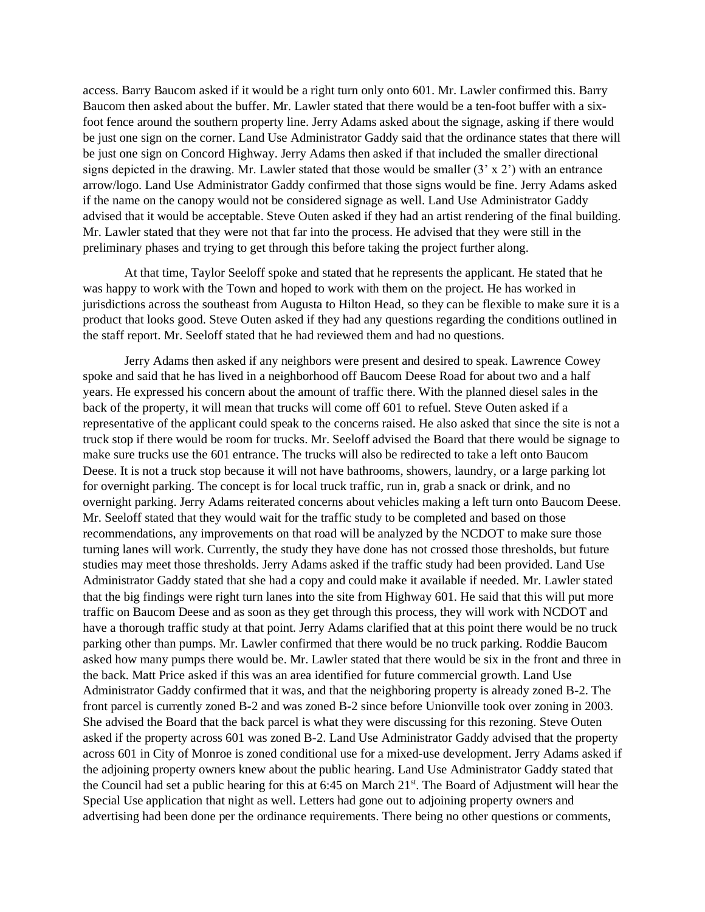access. Barry Baucom asked if it would be a right turn only onto 601. Mr. Lawler confirmed this. Barry Baucom then asked about the buffer. Mr. Lawler stated that there would be a ten-foot buffer with a six-foot fence around the southern property line. Jerry Adams asked about the signage, asking if there would be just one sign on the corner. Land Use Administrator Gaddy said that the ordinance states that there will be just one sign on Concord Highway. Jerry Adams then asked if that included the smaller directional signs depicted in the drawing. Mr. Lawler stated that those would be smaller (3' x 2') with an entrance arrow/logo. Land Use Administrator Gaddy confirmed that those signs would be fine. Jerry Adams asked if the name on the canopy would not be considered signage as well. Land Use Administrator Gaddy advised that it would be acceptable. Steve Outen asked if they had an artist rendering of the final building. Mr. Lawler stated that they were not that far into the process. He advised that they were still in the preliminary phases and trying to get through this before taking the project further along.

At that time, Taylor Seeloff spoke and stated that he represents the applicant. He stated that he was happy to work with the Town and hoped to work with them on the project. He has worked in jurisdictions across the southeast from Augusta to Hilton Head, so they can be flexible to make sure it is a product that looks good. Steve Outen asked if they had any questions regarding the conditions outlined in the staff report. Mr. Seeloff stated that he had reviewed them and had no questions.

Jerry Adams then asked if any neighbors were present and desired to speak. Lawrence Cowey spoke and said that he has lived in a neighborhood off Baucom Deese Road for about two and a half years. He expressed his concern about the amount of traffic there. With the planned diesel sales in the back of the property, it will mean that trucks will come off 601 to refuel. Steve Outen asked if a representative of the applicant could speak to the concerns raised. He also asked that since the site is not a truck stop if there would be room for trucks. Mr. Seeloff advised the Board that there would be signage to make sure trucks use the 601 entrance. The trucks will also be redirected to take a left onto Baucom Deese. It is not a truck stop because it will not have bathrooms, showers, laundry, or a large parking lot for overnight parking. The concept is for local truck traffic, run in, grab a snack or drink, and no overnight parking. Jerry Adams reiterated concerns about vehicles making a left turn onto Baucom Deese. Mr. Seeloff stated that they would wait for the traffic study to be completed and based on those recommendations, any improvements on that road will be analyzed by the NCDOT to make sure those turning lanes will work. Currently, the study they have done has not crossed those thresholds, but future studies may meet those thresholds. Jerry Adams asked if the traffic study had been provided. Land Use Administrator Gaddy stated that she had a copy and could make it available if needed. Mr. Lawler stated that the big findings were right turn lanes into the site from Highway 601. He said that this will put more traffic on Baucom Deese and as soon as they get through this process, they will work with NCDOT and have a thorough traffic study at that point. Jerry Adams clarified that at this point there would be no truck parking other than pumps. Mr. Lawler confirmed that there would be no truck parking. Roddie Baucom asked how many pumps there would be. Mr. Lawler stated that there would be six in the front and three in the back. Matt Price asked if this was an area identified for future commercial growth. Land Use Administrator Gaddy confirmed that it was, and that the neighboring property is already zoned B-2. The front parcel is currently zoned B-2 and was zoned B-2 since before Unionville took over zoning in 2003. She advised the Board that the back parcel is what they were discussing for this rezoning. Steve Outen asked if the property across 601 was zoned B-2. Land Use Administrator Gaddy advised that the property across 601 in City of Monroe is zoned conditional use for a mixed-use development. Jerry Adams asked if the adjoining property owners knew about the public hearing. Land Use Administrator Gaddy stated that the Council had set a public hearing for this at 6:45 on March 21st. The Board of Adjustment will hear the Special Use application that night as well. Letters had gone out to adjoining property owners and advertising had been done per the ordinance requirements. There being no other questions or comments,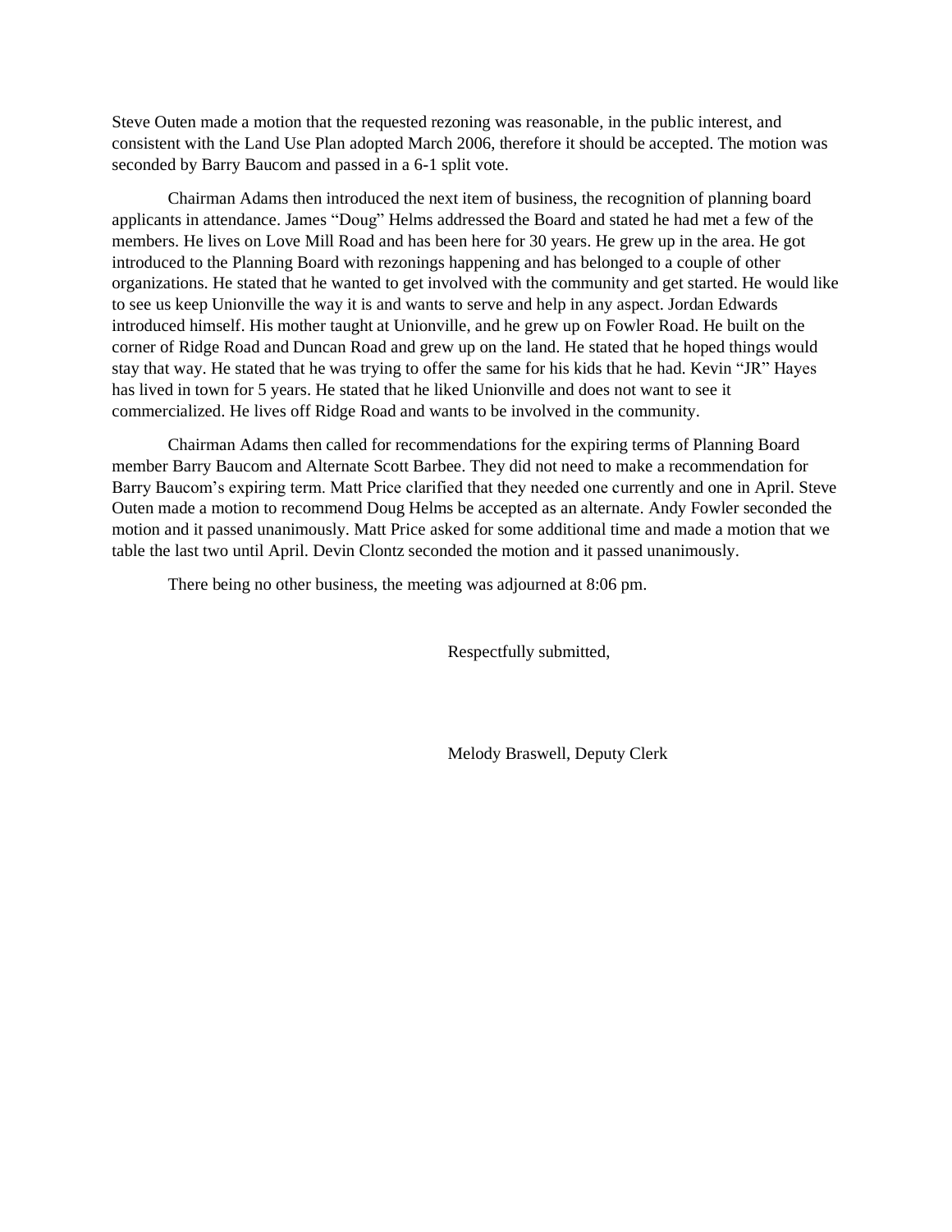Steve Outen made a motion that the requested rezoning was reasonable, in the public interest, and consistent with the Land Use Plan adopted March 2006, therefore it should be accepted. The motion was seconded by Barry Baucom and passed in a 6-1 split vote.

Chairman Adams then introduced the next item of business, the recognition of planning board applicants in attendance. James "Doug" Helms addressed the Board and stated he had met a few of the members. He lives on Love Mill Road and has been here for 30 years. He grew up in the area. He got introduced to the Planning Board with rezonings happening and has belonged to a couple of other organizations. He stated that he wanted to get involved with the community and get started. He would like to see us keep Unionville the way it is and wants to serve and help in any aspect. Jordan Edwards introduced himself. His mother taught at Unionville, and he grew up on Fowler Road. He built on the corner of Ridge Road and Duncan Road and grew up on the land. He stated that he hoped things would stay that way. He stated that he was trying to offer the same for his kids that he had. Kevin "JR" Hayes has lived in town for 5 years. He stated that he liked Unionville and does not want to see it commercialized. He lives off Ridge Road and wants to be involved in the community.

Chairman Adams then called for recommendations for the expiring terms of Planning Board member Barry Baucom and Alternate Scott Barbee. They did not need to make a recommendation for Barry Baucom's expiring term. Matt Price clarified that they needed one currently and one in April. Steve Outen made a motion to recommend Doug Helms be accepted as an alternate. Andy Fowler seconded the motion and it passed unanimously. Matt Price asked for some additional time and made a motion that we table the last two until April. Devin Clontz seconded the motion and it passed unanimously.

There being no other business, the meeting was adjourned at 8:06 pm.

Respectfully submitted,

Melody Braswell, Deputy Clerk